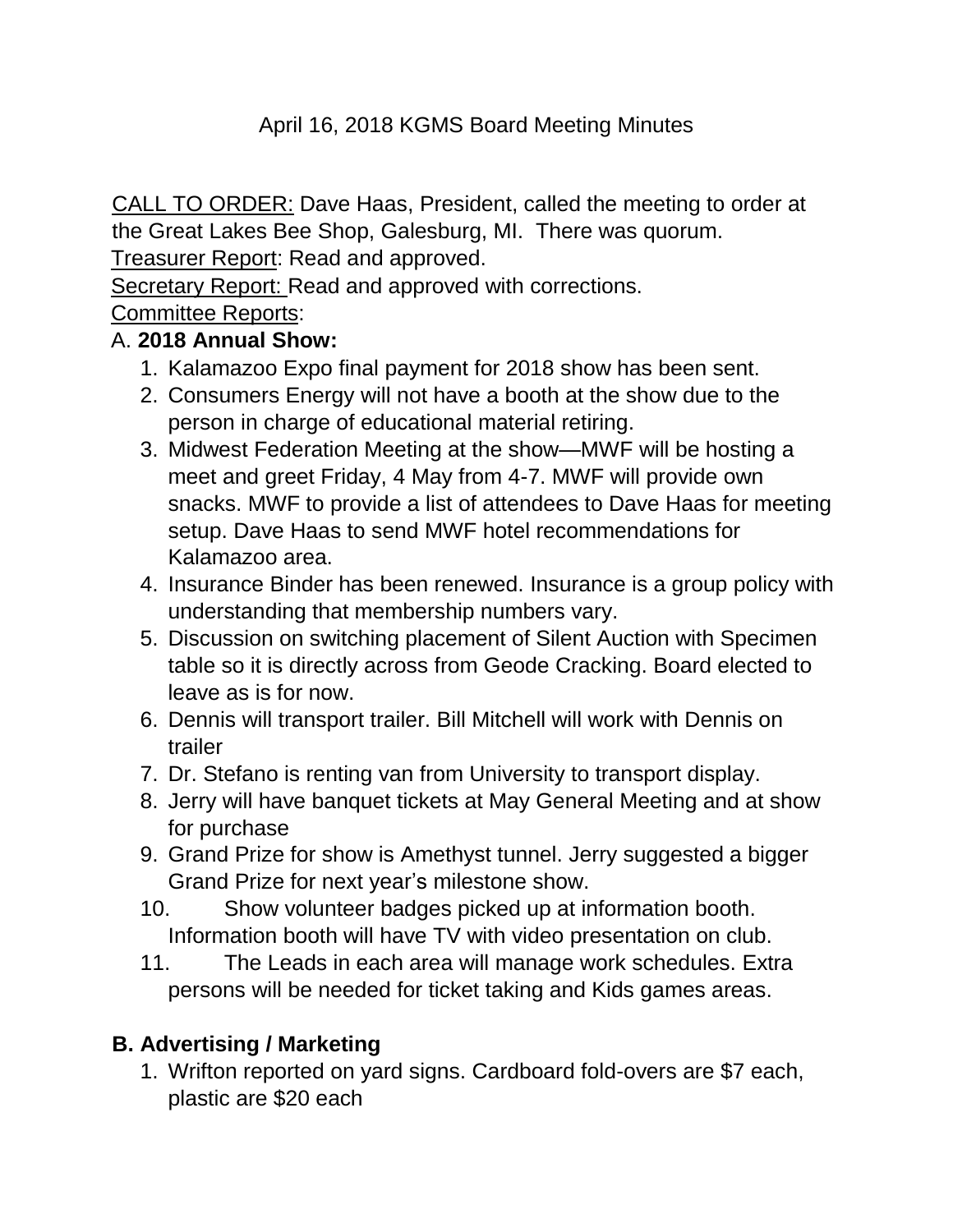April 16, 2018 KGMS Board Meeting Minutes

CALL TO ORDER: Dave Haas, President, called the meeting to order at the Great Lakes Bee Shop, Galesburg, MI. There was quorum.

Treasurer Report: Read and approved.

Secretary Report: Read and approved with corrections.

Committee Reports:

A. **2018 Annual Show:**

1. Kalamazoo Expo final payment for 2018 show has been sent.
2. Consumers Energy will not have a booth at the show due to the person in charge of educational material retiring.
3. Midwest Federation Meeting at the show—MWF will be hosting a meet and greet Friday, 4 May from 4-7. MWF will provide own snacks. MWF to provide a list of attendees to Dave Haas for meeting setup. Dave Haas to send MWF hotel recommendations for Kalamazoo area.
4. Insurance Binder has been renewed. Insurance is a group policy with understanding that membership numbers vary.
5. Discussion on switching placement of Silent Auction with Specimen table so it is directly across from Geode Cracking. Board elected to leave as is for now.
6. Dennis will transport trailer. Bill Mitchell will work with Dennis on trailer
7. Dr. Stefano is renting van from University to transport display.
8. Jerry will have banquet tickets at May General Meeting and at show for purchase
9. Grand Prize for show is Amethyst tunnel. Jerry suggested a bigger Grand Prize for next year's milestone show.
10. Show volunteer badges picked up at information booth. Information booth will have TV with video presentation on club.
11. The Leads in each area will manage work schedules. Extra persons will be needed for ticket taking and Kids games areas.

**B. Advertising / Marketing**

1. Wrifton reported on yard signs. Cardboard fold-overs are $7 each, plastic are $20 each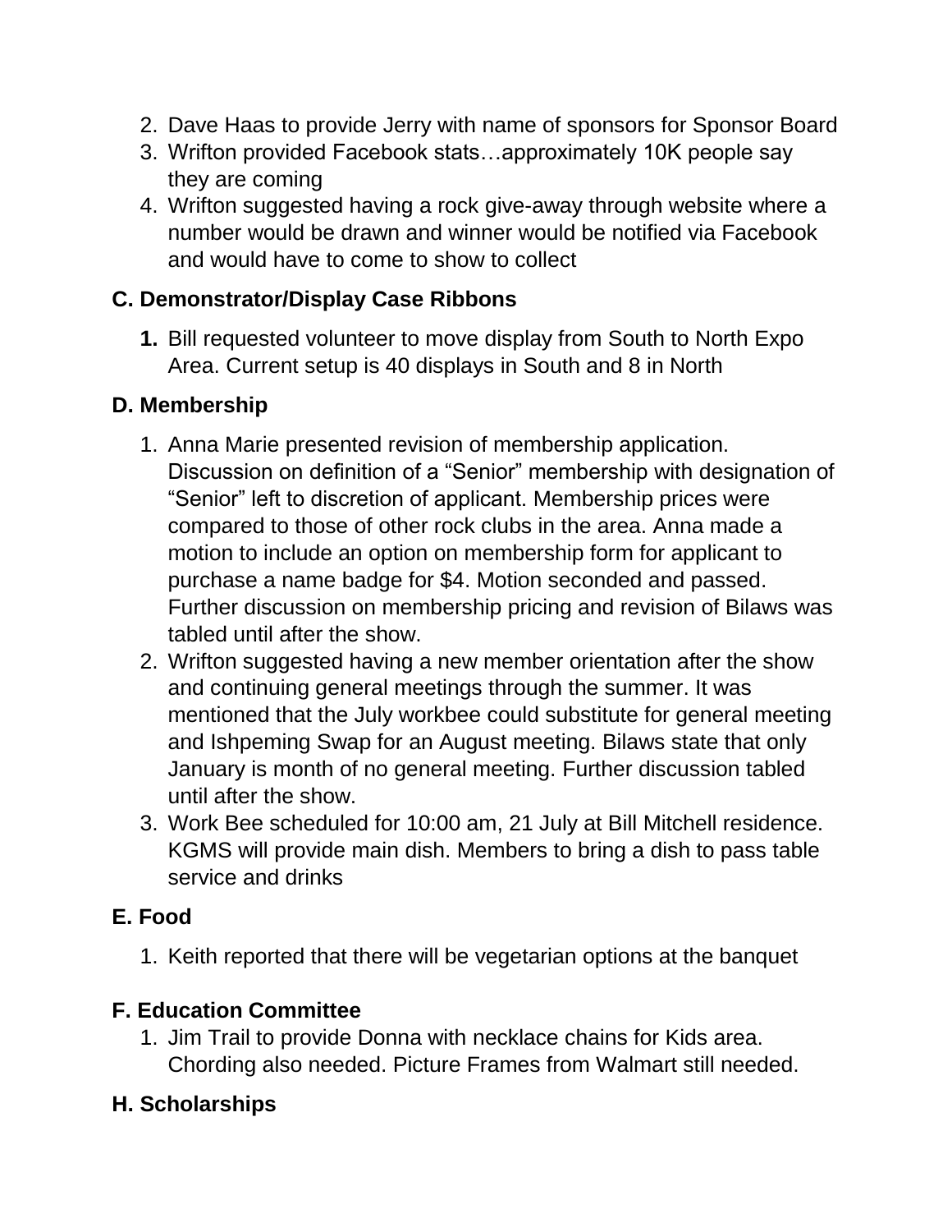2. Dave Haas to provide Jerry with name of sponsors for Sponsor Board
3. Wrifton provided Facebook stats…approximately 10K people say they are coming
4. Wrifton suggested having a rock give-away through website where a number would be drawn and winner would be notified via Facebook and would have to come to show to collect

### C. Demonstrator/Display Case Ribbons

1. Bill requested volunteer to move display from South to North Expo Area. Current setup is 40 displays in South and 8 in North

### D. Membership

1. Anna Marie presented revision of membership application. Discussion on definition of a "Senior" membership with designation of "Senior" left to discretion of applicant. Membership prices were compared to those of other rock clubs in the area. Anna made a motion to include an option on membership form for applicant to purchase a name badge for $4. Motion seconded and passed. Further discussion on membership pricing and revision of Bilaws was tabled until after the show.
2. Wrifton suggested having a new member orientation after the show and continuing general meetings through the summer. It was mentioned that the July workbee could substitute for general meeting and Ishpeming Swap for an August meeting. Bilaws state that only January is month of no general meeting. Further discussion tabled until after the show.
3. Work Bee scheduled for 10:00 am, 21 July at Bill Mitchell residence. KGMS will provide main dish. Members to bring a dish to pass table service and drinks

### E. Food

1. Keith reported that there will be vegetarian options at the banquet

### F. Education Committee

1. Jim Trail to provide Donna with necklace chains for Kids area. Chording also needed. Picture Frames from Walmart still needed.

### H. Scholarships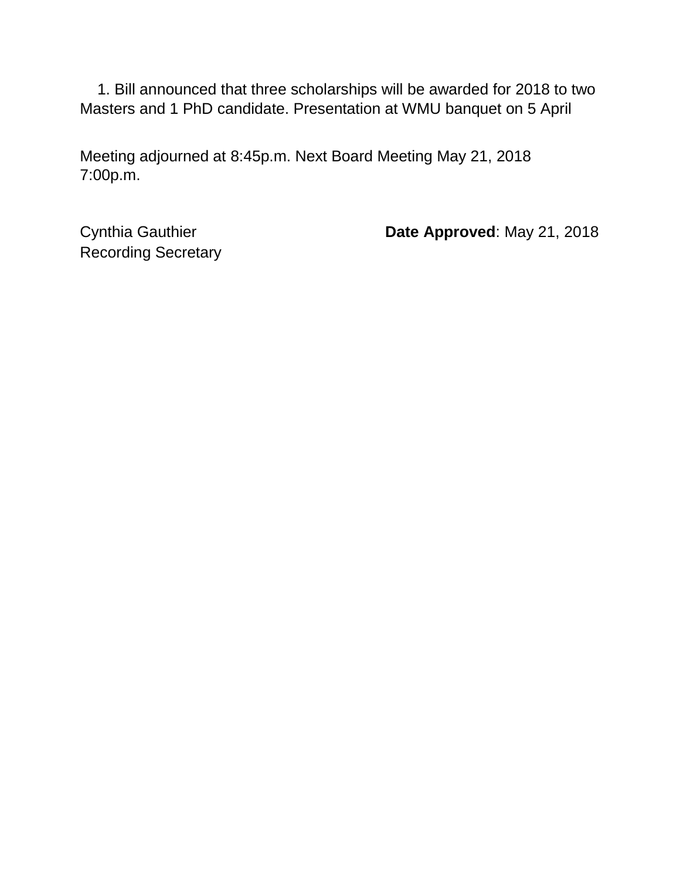1. Bill announced that three scholarships will be awarded for 2018 to two Masters and 1 PhD candidate. Presentation at WMU banquet on 5 April

Meeting adjourned at 8:45p.m. Next Board Meeting May 21, 2018 7:00p.m.

Cynthia Gauthier
Recording Secretary

**Date Approved**: May 21, 2018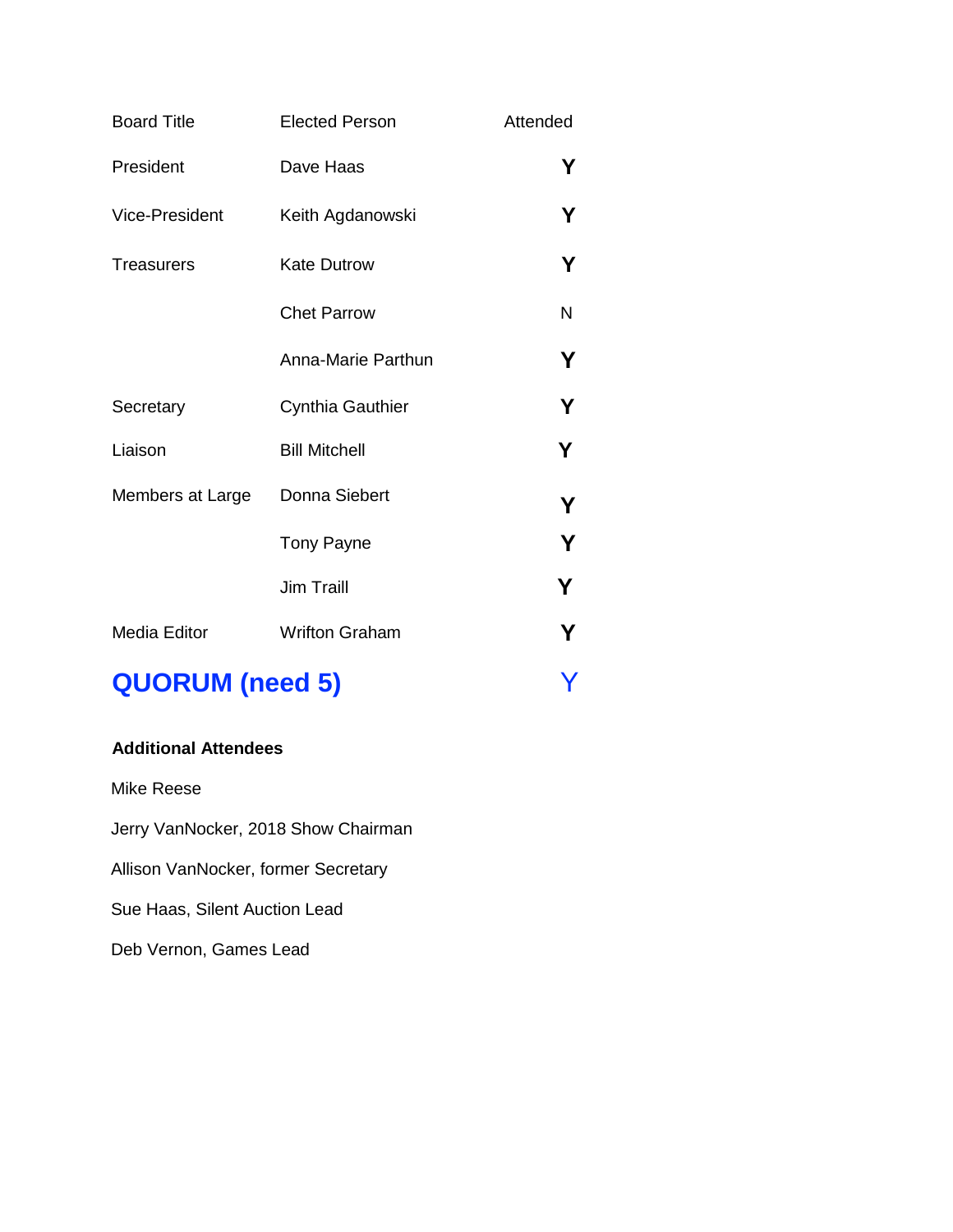| Board Title | Elected Person | Attended |
|---|---|---|
| President | Dave Haas | **Y** |
| Vice-President | Keith Agdanowski | **Y** |
| Treasurers | Kate Dutrow | **Y** |
| | Chet Parrow | N |
| | Anna-Marie Parthun | **Y** |
| Secretary | Cynthia Gauthier | **Y** |
| Liaison | Bill Mitchell | **Y** |
| Members at Large | Donna Siebert | **Y** |
| | Tony Payne | **Y** |
| | Jim Traill | **Y** |
| Media Editor | Wrifton Graham | **Y** |
| **QUORUM (need 5)** | | Y |

**Additional Attendees**

Mike Reese

Jerry VanNocker, 2018 Show Chairman

Allison VanNocker, former Secretary

Sue Haas, Silent Auction Lead

Deb Vernon, Games Lead